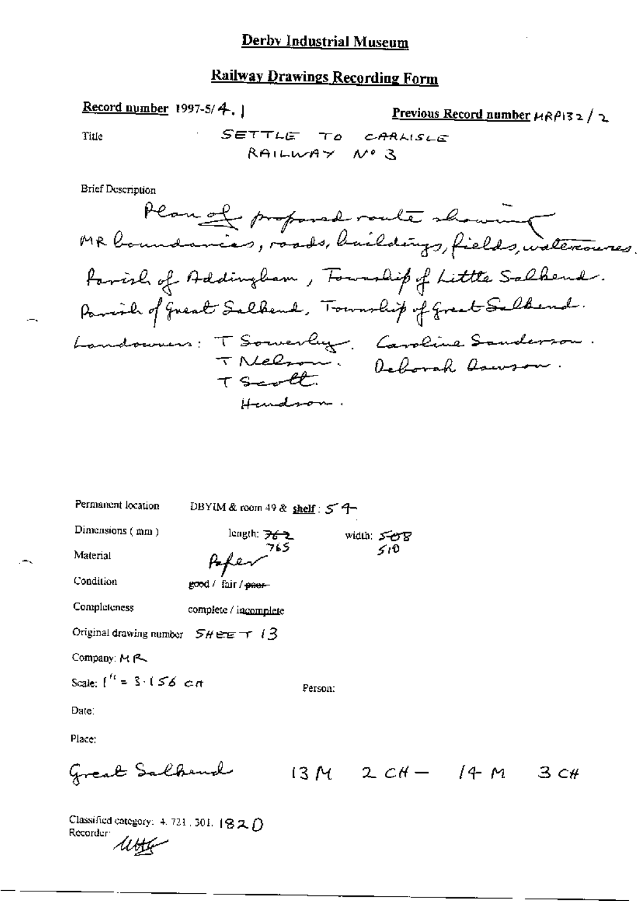# Derby Industrial Museum

## Railway Drawings Recording Form

**Record number** 1997-5/4.1

**Previous Record number** MRP132/2

Title: SETTLE TO CARLISLE RAILWAY No 3

Brief Description

Plan of proposed route showing MR boundaries, roads, buildings, fields, watercourses. Parish of Addingham, Township of Little Salkeld. Parish of Great Salkeld, Township of Great Salkeld.

Landowners: T Sowerby. Caroline Sanderson. T Nelson. Deborah Dawson. T Scott. Hendson.

Permanent location: DBYIM & room 49 & **shelf**: 54

Dimensions (mm): length: ~~762~~ 765 width: ~~508~~ 510

Material: Paper

Condition: good / fair / ~~poor~~

Completeness: complete / incomplete

Original drawing number: SHEET 13

Company: MR

Scale: 1" = 3.156 CH

Person:

Date:

Place:

Great Salkeld 13 M 2 CH — 14 M 3 CH

Classified category: 4.721.301. 182 D

Recorder: ubtg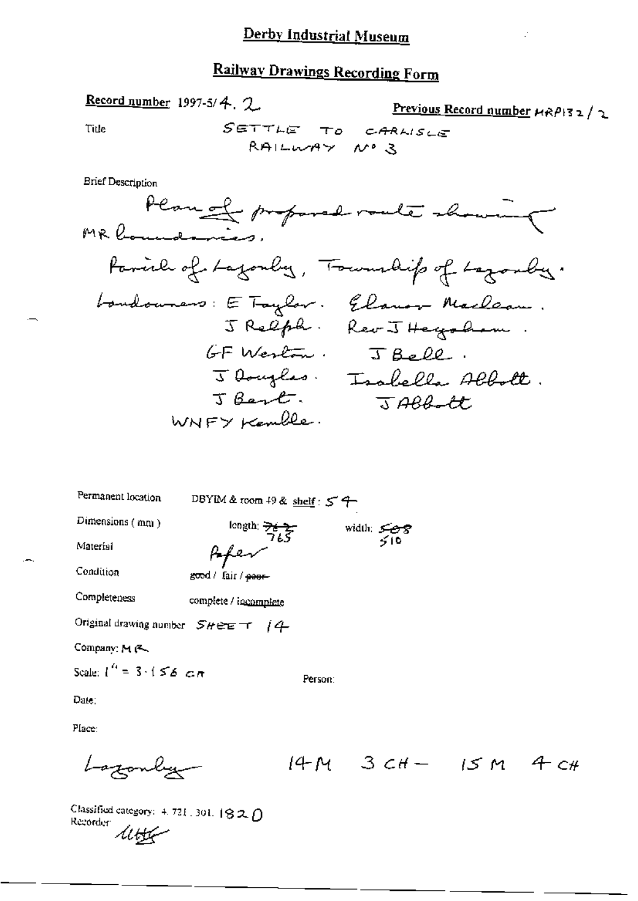# Derby Industrial Museum

## Railway Drawings Recording Form

**Record number** 1997-5/4. 2

**Previous Record number** MRP132/2

Title: SETTLE TO CARLISLE RAILWAY No 3

Brief Description

Plan of proposed route showing MR boundaries.

Parish of Lazonby, Township of Lazonby.

Landowners: E Taylor. Eleanor Maclean.
J Relph. Rev J Heysham.
GF Weston. J Bell.
J Douglas. Isabella Abbott.
J Bent. J Abbott
WNFY Kemble.

Permanent location: DBYIM & room 49 & shelf: 54

Dimensions (mm): length: ~~762~~ 765 width: ~~508~~ 510

Material: Paper

Condition: good / fair / ~~poor~~

Completeness: complete / incomplete

Original drawing number: SHEET 14

Company: MR

Scale: 1" = 3·156 CH

Person:

Date:

Place:

Lazonby 14 M 3 CH – 15 M 4 CH

Classified category: 4. 721. 301. 1820

Recorder: UHG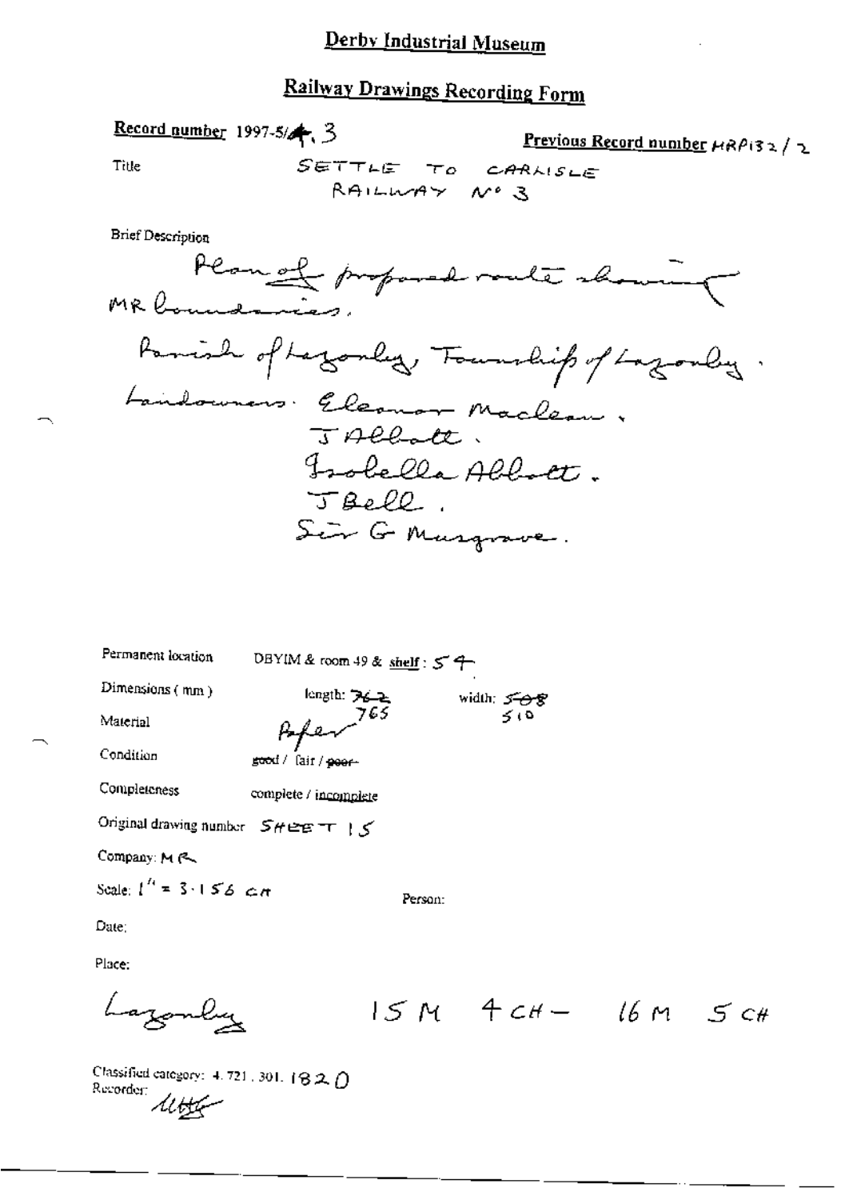# Derby Industrial Museum

## Railway Drawings Recording Form

**Record number** 1997-5/4.3

**Previous Record number** HRP132/2

Title: SETTLE TO CARLISLE RAILWAY No 3

Brief Description

Plan of proposed route showing MR boundaries.

Parish of Lazonby, Township of Lazonby.

Landowners. Eleanor Maclean.
J Abbott.
Isabella Abbott.
J Bell.
Sir G Musgrave.

Permanent location: DBYIM & room 49 & shelf: 54

Dimensions (mm): length: ~~762~~ 765 width: ~~508~~ 510

Material: Paper

Condition: ~~good~~ / fair / ~~poor~~

Completeness: complete / incomplete

Original drawing number: SHEET 15

Company: MR

Scale: 1" = 3.156 CH

Person:

Date:

Place:

Lazonby 15 M 4 CH – 16 M 5 CH

Classified category: 4.721.301.1820

Recorder: *[signature]*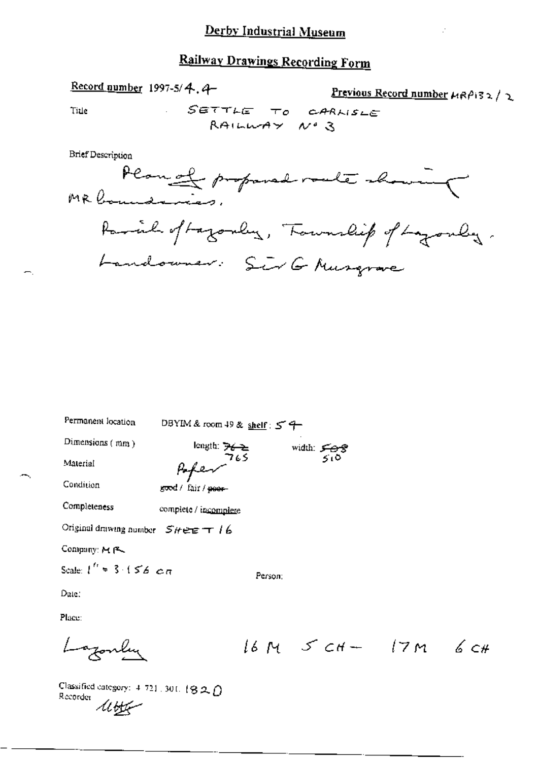# Derby Industrial Museum

## Railway Drawings Recording Form

**Record number** 1997-5/4.4

**Previous Record number** MRP132/2

Title: SETTLE TO CARLISLE RAILWAY No 3

Brief Description

Plan of proposed route showing MR boundaries.

Parish of Lazonby, Township of Lazonby.

Landowner: Sir G Musgrave

Permanent location: DBYIM & room 49 & **shelf**: 54

Dimensions (mm): length: ~~762~~ 765 width: ~~508~~ 510

Material: Paper

Condition: good / fair / ~~poor~~

Completeness: complete / incomplete

Original drawing number: SHEET 16

Company: MR

Scale: 1" = 3.156 cn

Person:

Date:

Place:

Lazonby

16 M 5 CH – 17 M 6 CH

Classified category: 4.721.301.1820

Recorder: [illegible]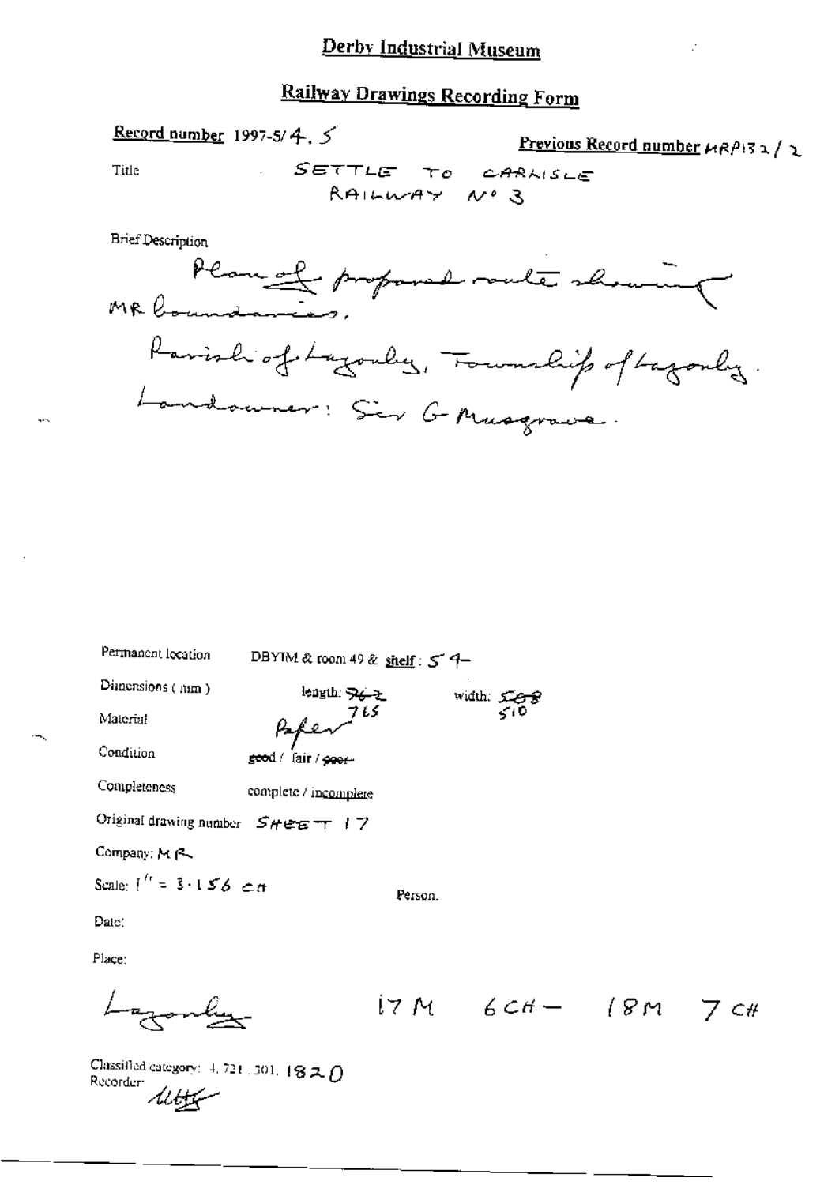# Derby Industrial Museum

## Railway Drawings Recording Form

**Record number** 1997-5/4. 5

**Previous Record number** MRP132/2

Title SETTLE TO CARLISLE RAILWAY No 3

Brief Description

Plan of proposed route showing MR boundaries.

Parish of Lazonby, Township of Lazonby.

Landowner: Sir G Musgrave.

Permanent location DBYIM & room 49 & **shelf**: 54

Dimensions (mm) length: ~~762~~ 765 width: ~~508~~ 510

Material Paper

Condition good / fair / ~~poor~~

Completeness complete / incomplete

Original drawing number SHEET 17

Company: MR

Scale: 1" = 3.156 CH

Person.

Date:

Place:

Lazonby 17 M 6 CH – 18 M 7 CH

Classified category: 4.721.301.1820

Recorder: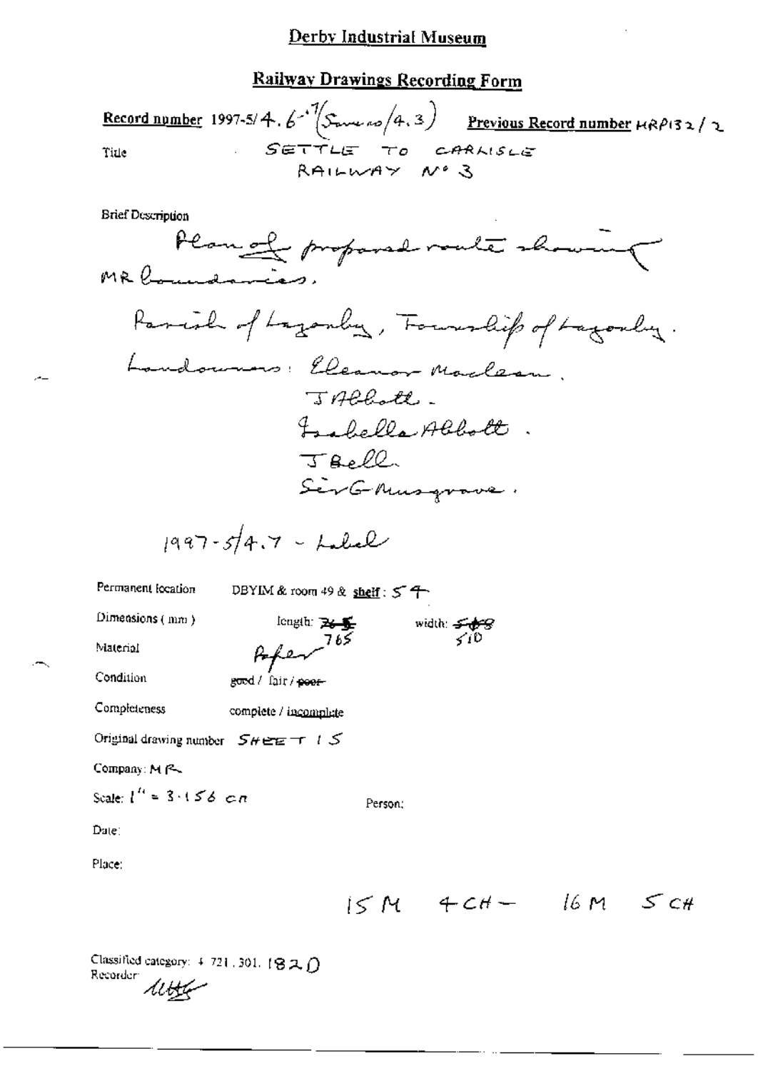# Derby Industrial Museum

## Railway Drawings Recording Form

**Record number** 1997-5/4.6-.7 (Same as/4.3) **Previous Record number** HRP132/2

Title SETTLE TO CARLISLE RAILWAY No 3

Brief Description

Plan of proposed route showing MR boundaries.

Parish of Lazonby, Township of Lazonby.

Landowners: Eleanor Maclean.
J Abbott.
Isabella Abbott.
J Bell.
Sir G Musgrave.

1997-5/4.7 - Label

Permanent location DBYIM & room 49 & shelf: 54

Dimensions (mm) length: ~~765~~ 765 width: ~~508~~ 510

Material Paper

Condition good / fair / ~~poor~~

Completeness complete / incomplete

Original drawing number SHEET 15

Company: MR

Scale: 1" = 3.156 cn

Person:

Date:

Place:

15 M 4 CH – 16 M 5 CH

Classified category: 4 721.301. 1820

Recorder: *[signature]*